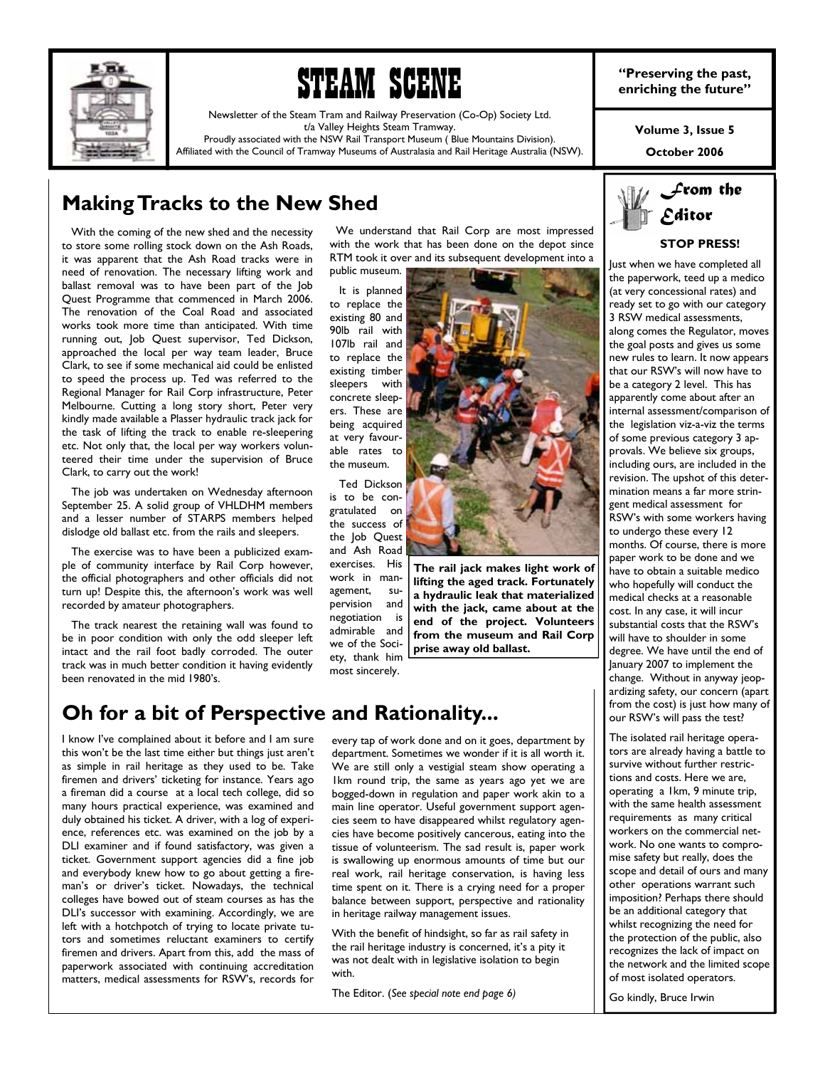# STEAM SCENE

Newsletter of the Steam Tram and Railway Preservation (Co-Op) Society Ltd.
t/a Valley Heights Steam Tramway.
Proudly associated with the NSW Rail Transport Museum ( Blue Mountains Division).
Affiliated with the Council of Tramway Museums of Australasia and Rail Heritage Australia (NSW).

**"Preserving the past, enriching the future"**

**Volume 3, Issue 5**

**October 2006**

## Making Tracks to the New Shed

With the coming of the new shed and the necessity to store some rolling stock down on the Ash Roads, it was apparent that the Ash Road tracks were in need of renovation. The necessary lifting work and ballast removal was to have been part of the Job Quest Programme that commenced in March 2006. The renovation of the Coal Road and associated works took more time than anticipated. With time running out, Job Quest supervisor, Ted Dickson, approached the local per way team leader, Bruce Clark, to see if some mechanical aid could be enlisted to speed the process up. Ted was referred to the Regional Manager for Rail Corp infrastructure, Peter Melbourne. Cutting a long story short, Peter very kindly made available a Plasser hydraulic track jack for the task of lifting the track to enable re-sleepering etc. Not only that, the local per way workers volunteered their time under the supervision of Bruce Clark, to carry out the work!

The job was undertaken on Wednesday afternoon September 25. A solid group of VHLDHM members and a lesser number of STARPS members helped dislodge old ballast etc. from the rails and sleepers.

The exercise was to have been a publicized example of community interface by Rail Corp however, the official photographers and other officials did not turn up! Despite this, the afternoon's work was well recorded by amateur photographers.

The track nearest the retaining wall was found to be in poor condition with only the odd sleeper left intact and the rail foot badly corroded. The outer track was in much better condition it having evidently been renovated in the mid 1980's.

We understand that Rail Corp are most impressed with the work that has been done on the depot since RTM took it over and its subsequent development into a public museum.

It is planned to replace the existing 80 and 90lb rail with 107lb rail and to replace the existing timber sleepers with concrete sleepers. These are being acquired at very favourable rates to the museum.

Ted Dickson is to be congratulated on the success of the Job Quest and Ash Road exercises. His work in management, supervision and negotiation is admirable and we of the Society, thank him most sincerely.

**The rail jack makes light work of lifting the aged track. Fortunately a hydraulic leak that materialized with the jack, came about at the end of the project. Volunteers from the museum and Rail Corp prise away old ballast.**

## Oh for a bit of Perspective and Rationality...

I know I've complained about it before and I am sure this won't be the last time either but things just aren't as simple in rail heritage as they used to be. Take firemen and drivers' ticketing for instance. Years ago a fireman did a course at a local tech college, did so many hours practical experience, was examined and duly obtained his ticket. A driver, with a log of experience, references etc. was examined on the job by a DLI examiner and if found satisfactory, was given a ticket. Government support agencies did a fine job and everybody knew how to go about getting a fireman's or driver's ticket. Nowadays, the technical colleges have bowed out of steam courses as has the DLI's successor with examining. Accordingly, we are left with a hotchpotch of trying to locate private tutors and sometimes reluctant examiners to certify firemen and drivers. Apart from this, add the mass of paperwork associated with continuing accreditation matters, medical assessments for RSW's, records for every tap of work done and on it goes, department by department. Sometimes we wonder if it is all worth it. We are still only a vestigial steam show operating a 1km round trip, the same as years ago yet we are bogged-down in regulation and paper work akin to a main line operator. Useful government support agencies seem to have disappeared whilst regulatory agencies have become positively cancerous, eating into the tissue of volunteerism. The sad result is, paper work is swallowing up enormous amounts of time but our real work, rail heritage conservation, is having less time spent on it. There is a crying need for a proper balance between support, perspective and rationality in heritage railway management issues.

With the benefit of hindsight, so far as rail safety in the rail heritage industry is concerned, it's a pity it was not dealt with in legislative isolation to begin with.

The Editor. *(See special note end page 6)*

## From the Editor

**STOP PRESS!**

Just when we have completed all the paperwork, teed up a medico (at very concessional rates) and ready set to go with our category 3 RSW medical assessments, along comes the Regulator, moves the goal posts and gives us some new rules to learn. It now appears that our RSW's will now have to be a category 2 level. This has apparently come about after an internal assessment/comparison of the legislation viz-a-viz the terms of some previous category 3 approvals. We believe six groups, including ours, are included in the revision. The upshot of this determination means a far more stringent medical assessment for RSW's with some workers having to undergo these every 12 months. Of course, there is more paper work to be done and we have to obtain a suitable medico who hopefully will conduct the medical checks at a reasonable cost. In any case, it will incur substantial costs that the RSW's will have to shoulder in some degree. We have until the end of January 2007 to implement the change. Without in anyway jeopardizing safety, our concern (apart from the cost) is just how many of our RSW's will pass the test?

The isolated rail heritage operators are already having a battle to survive without further restrictions and costs. Here we are, operating a 1km, 9 minute trip, with the same health assessment requirements as many critical workers on the commercial network. No one wants to compromise safety but really, does the scope and detail of ours and many other operations warrant such imposition? Perhaps there should be an additional category that whilst recognizing the need for the protection of the public, also recognizes the lack of impact on the network and the limited scope of most isolated operators.

Go kindly, Bruce Irwin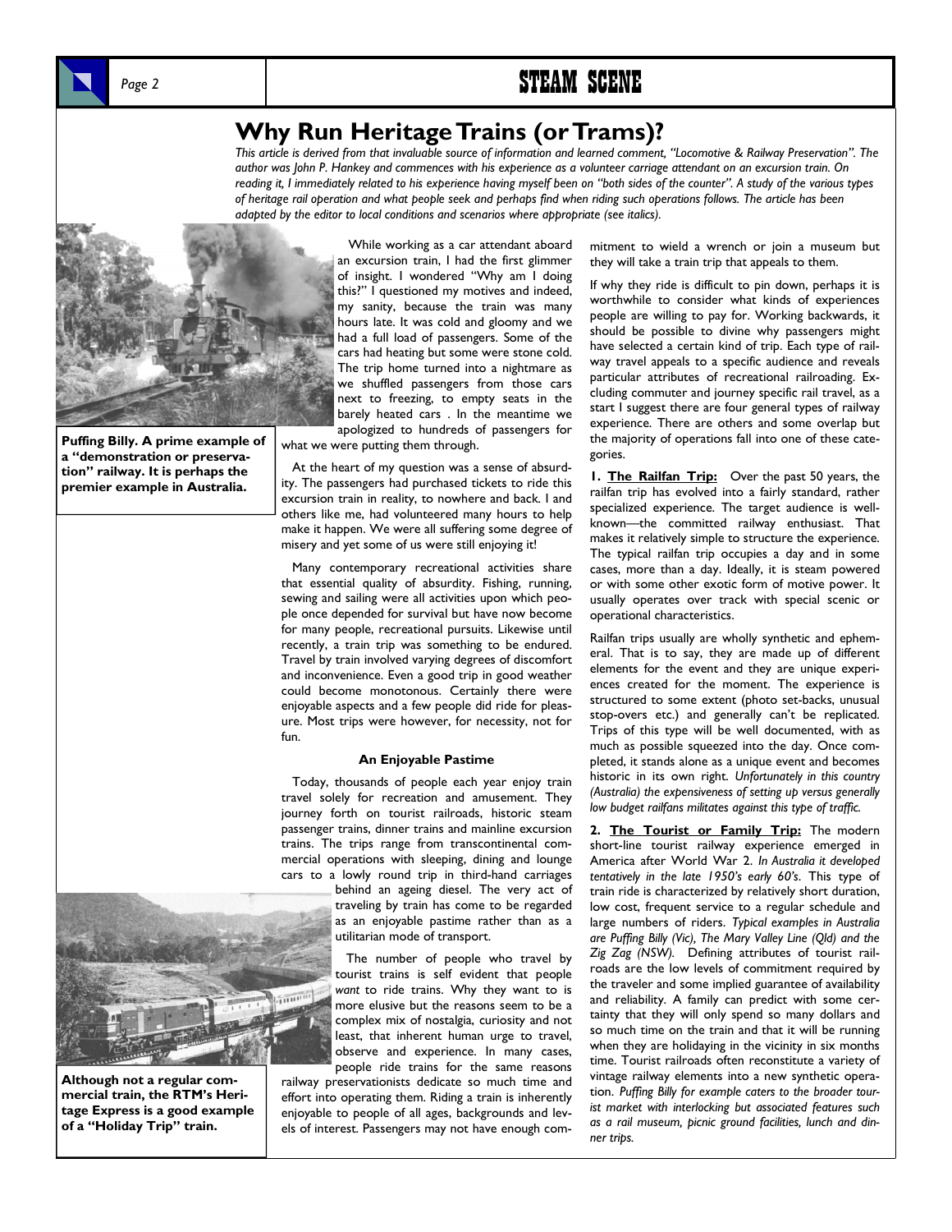# Why Run Heritage Trains (or Trams)?

*This article is derived from that invaluable source of information and learned comment, "Locomotive & Railway Preservation". The author was John P. Hankey and commences with his experience as a volunteer carriage attendant on an excursion train. On reading it, I immediately related to his experience having myself been on "both sides of the counter". A study of the various types of heritage rail operation and what people seek and perhaps find when riding such operations follows. The article has been adapted by the editor to local conditions and scenarios where appropriate (see italics).*

**Puffing Billy. A prime example of a "demonstration or preservation" railway. It is perhaps the premier example in Australia.**

While working as a car attendant aboard an excursion train, I had the first glimmer of insight. I wondered "Why am I doing this?" I questioned my motives and indeed, my sanity, because the train was many hours late. It was cold and gloomy and we had a full load of passengers. Some of the cars had heating but some were stone cold. The trip home turned into a nightmare as we shuffled passengers from those cars next to freezing, to empty seats in the barely heated cars . In the meantime we apologized to hundreds of passengers for what we were putting them through.

At the heart of my question was a sense of absurdity. The passengers had purchased tickets to ride this excursion train in reality, to nowhere and back. I and others like me, had volunteered many hours to help make it happen. We were all suffering some degree of misery and yet some of us were still enjoying it!

Many contemporary recreational activities share that essential quality of absurdity. Fishing, running, sewing and sailing were all activities upon which people once depended for survival but have now become for many people, recreational pursuits. Likewise until recently, a train trip was something to be endured. Travel by train involved varying degrees of discomfort and inconvenience. Even a good trip in good weather could become monotonous. Certainly there were enjoyable aspects and a few people did ride for pleasure. Most trips were however, for necessity, not for fun.

### An Enjoyable Pastime

Today, thousands of people each year enjoy train travel solely for recreation and amusement. They journey forth on tourist railroads, historic steam passenger trains, dinner trains and mainline excursion trains. The trips range from transcontinental commercial operations with sleeping, dining and lounge cars to a lowly round trip in third-hand carriages behind an ageing diesel. The very act of traveling by train has come to be regarded as an enjoyable pastime rather than as a utilitarian mode of transport.

The number of people who travel by tourist trains is self evident that people *want* to ride trains. Why they want to is more elusive but the reasons seem to be a complex mix of nostalgia, curiosity and not least, that inherent human urge to travel, observe and experience. In many cases, people ride trains for the same reasons railway preservationists dedicate so much time and effort into operating them. Riding a train is inherently enjoyable to people of all ages, backgrounds and levels of interest. Passengers may not have enough commitment to wield a wrench or join a museum but they will take a train trip that appeals to them.

**Although not a regular commercial train, the RTM's Heritage Express is a good example of a "Holiday Trip" train.**

If why they ride is difficult to pin down, perhaps it is worthwhile to consider what kinds of experiences people are willing to pay for. Working backwards, it should be possible to divine why passengers might have selected a certain kind of trip. Each type of railway travel appeals to a specific audience and reveals particular attributes of recreational railroading. Excluding commuter and journey specific rail travel, as a start I suggest there are four general types of railway experience. There are others and some overlap but the majority of operations fall into one of these categories.

**1. <u>The Railfan Trip:</u>** Over the past 50 years, the railfan trip has evolved into a fairly standard, rather specialized experience. The target audience is well-known—the committed railway enthusiast. That makes it relatively simple to structure the experience. The typical railfan trip occupies a day and in some cases, more than a day. Ideally, it is steam powered or with some other exotic form of motive power. It usually operates over track with special scenic or operational characteristics.

Railfan trips usually are wholly synthetic and ephemeral. That is to say, they are made up of different elements for the event and they are unique experiences created for the moment. The experience is structured to some extent (photo set-backs, unusual stop-overs etc.) and generally can't be replicated. Trips of this type will be well documented, with as much as possible squeezed into the day. Once completed, it stands alone as a unique event and becomes historic in its own right. *Unfortunately in this country (Australia) the expensiveness of setting up versus generally low budget railfans militates against this type of traffic.*

**2. <u>The Tourist or Family Trip:</u>** The modern short-line tourist railway experience emerged in America after World War 2. *In Australia it developed tentatively in the late 1950's early 60's.* This type of train ride is characterized by relatively short duration, low cost, frequent service to a regular schedule and large numbers of riders. *Typical examples in Australia are Puffing Billy (Vic), The Mary Valley Line (Qld) and the Zig Zag (NSW).* Defining attributes of tourist railroads are the low levels of commitment required by the traveler and some implied guarantee of availability and reliability. A family can predict with some certainty that they will only spend so many dollars and so much time on the train and that it will be running when they are holidaying in the vicinity in six months time. Tourist railroads often reconstitute a variety of vintage railway elements into a new synthetic operation. *Puffing Billy for example caters to the broader tourist market with interlocking but associated features such as a rail museum, picnic ground facilities, lunch and dinner trips.*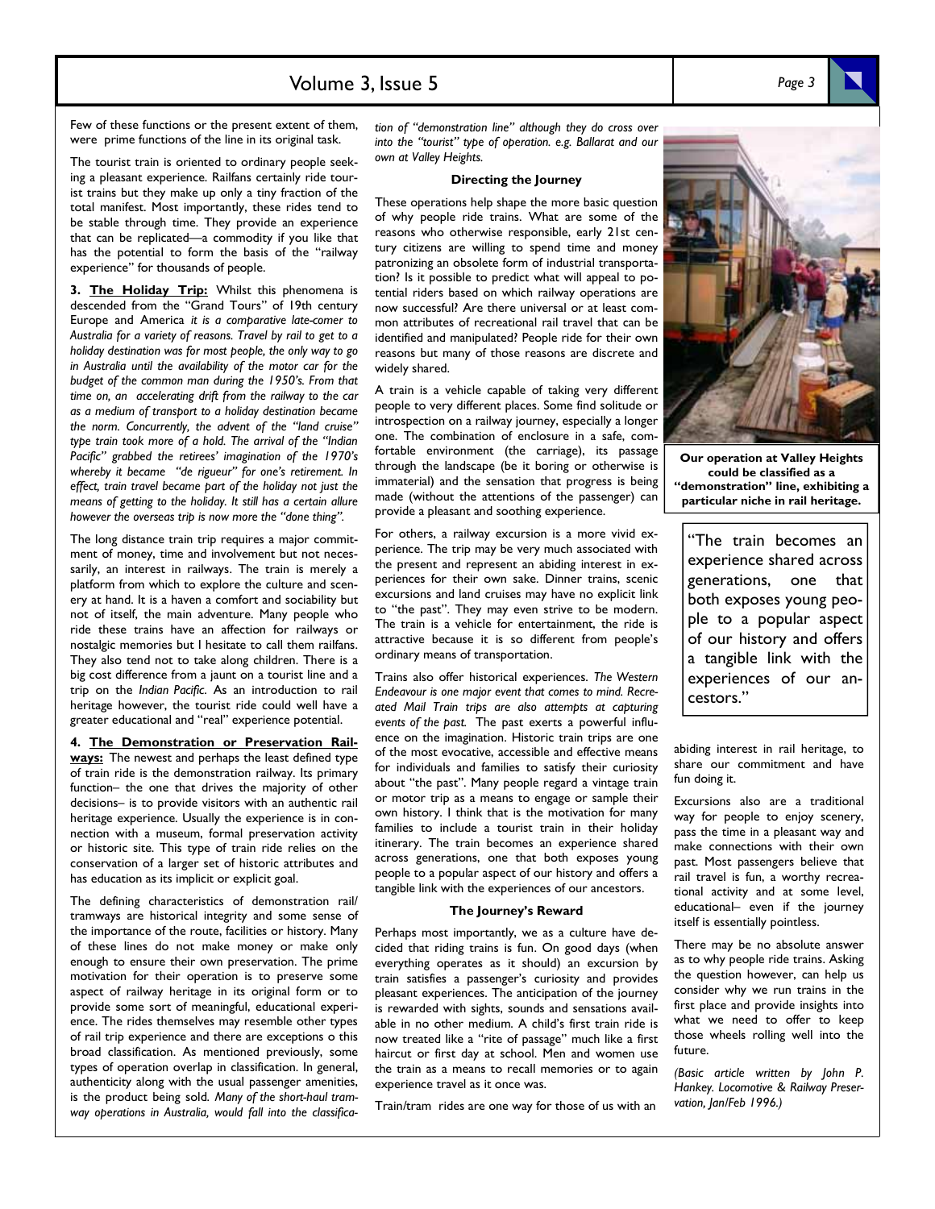Few of these functions or the present extent of them, were prime functions of the line in its original task.

The tourist train is oriented to ordinary people seeking a pleasant experience. Railfans certainly ride tourist trains but they make up only a tiny fraction of the total manifest. Most importantly, these rides tend to be stable through time. They provide an experience that can be replicated—a commodity if you like that has the potential to form the basis of the "railway experience" for thousands of people.

**3. The Holiday Trip:** Whilst this phenomena is descended from the "Grand Tours" of 19th century Europe and America *it is a comparative late-comer to Australia for a variety of reasons. Travel by rail to get to a holiday destination was for most people, the only way to go in Australia until the availability of the motor car for the budget of the common man during the 1950's. From that time on, an accelerating drift from the railway to the car as a medium of transport to a holiday destination became the norm. Concurrently, the advent of the "land cruise" type train took more of a hold. The arrival of the "Indian Pacific" grabbed the retirees' imagination of the 1970's whereby it became "de rigueur" for one's retirement. In effect, train travel became part of the holiday not just the means of getting to the holiday. It still has a certain allure however the overseas trip is now more the "done thing".*

The long distance train trip requires a major commitment of money, time and involvement but not necessarily, an interest in railways. The train is merely a platform from which to explore the culture and scenery at hand. It is a haven a comfort and sociability but not of itself, the main adventure. Many people who ride these trains have an affection for railways or nostalgic memories but I hesitate to call them railfans. They also tend not to take along children. There is a big cost difference from a jaunt on a tourist line and a trip on the *Indian Pacific*. As an introduction to rail heritage however, the tourist ride could well have a greater educational and "real" experience potential.

**4. The Demonstration or Preservation Railways:** The newest and perhaps the least defined type of train ride is the demonstration railway. Its primary function– the one that drives the majority of other decisions– is to provide visitors with an authentic rail heritage experience. Usually the experience is in connection with a museum, formal preservation activity or historic site. This type of train ride relies on the conservation of a larger set of historic attributes and has education as its implicit or explicit goal.

The defining characteristics of demonstration rail/tramways are historical integrity and some sense of the importance of the route, facilities or history. Many of these lines do not make money or make only enough to ensure their own preservation. The prime motivation for their operation is to preserve some aspect of railway heritage in its original form or to provide some sort of meaningful, educational experience. The rides themselves may resemble other types of rail trip experience and there are exceptions o this broad classification. As mentioned previously, some types of operation overlap in classification. In general, authenticity along with the usual passenger amenities, is the product being sold. *Many of the short-haul tramway operations in Australia, would fall into the classification of "demonstration line" although they do cross over into the "tourist" type of operation. e.g. Ballarat and our own at Valley Heights.*

### Directing the Journey

These operations help shape the more basic question of why people ride trains. What are some of the reasons who otherwise responsible, early 21st century citizens are willing to spend time and money patronizing an obsolete form of industrial transportation? Is it possible to predict what will appeal to potential riders based on which railway operations are now successful? Are there universal or at least common attributes of recreational rail travel that can be identified and manipulated? People ride for their own reasons but many of those reasons are discrete and widely shared.

A train is a vehicle capable of taking very different people to very different places. Some find solitude or introspection on a railway journey, especially a longer one. The combination of enclosure in a safe, comfortable environment (the carriage), its passage through the landscape (be it boring or otherwise is immaterial) and the sensation that progress is being made (without the attentions of the passenger) can provide a pleasant and soothing experience.

For others, a railway excursion is a more vivid experience. The trip may be very much associated with the present and represent an abiding interest in experiences for their own sake. Dinner trains, scenic excursions and land cruises may have no explicit link to "the past". They may even strive to be modern. The train is a vehicle for entertainment, the ride is attractive because it is so different from people's ordinary means of transportation.

Trains also offer historical experiences. *The Western Endeavour is one major event that comes to mind. Recreated Mail Train trips are also attempts at capturing events of the past.* The past exerts a powerful influence on the imagination. Historic train trips are one of the most evocative, accessible and effective means for individuals and families to satisfy their curiosity about "the past". Many people regard a vintage train or motor trip as a means to engage or sample their own history. I think that is the motivation for many families to include a tourist train in their holiday itinerary. The train becomes an experience shared across generations, one that both exposes young people to a popular aspect of our history and offers a tangible link with the experiences of our ancestors.

### The Journey's Reward

Perhaps most importantly, we as a culture have decided that riding trains is fun. On good days (when everything operates as it should) an excursion by train satisfies a passenger's curiosity and provides pleasant experiences. The anticipation of the journey is rewarded with sights, sounds and sensations available in no other medium. A child's first train ride is now treated like a "rite of passage" much like a first haircut or first day at school. Men and women use the train as a means to recall memories or to again experience travel as it once was.

Train/tram rides are one way for those of us with an abiding interest in rail heritage, to share our commitment and have fun doing it.

Excursions also are a traditional way for people to enjoy scenery, pass the time in a pleasant way and make connections with their own past. Most passengers believe that rail travel is fun, a worthy recreational activity and at some level, educational– even if the journey itself is essentially pointless.

There may be no absolute answer as to why people ride trains. Asking the question however, can help us consider why we run trains in the first place and provide insights into what we need to offer to keep those wheels rolling well into the future.

*(Basic article written by John P. Hankey. Locomotive & Railway Preservation, Jan/Feb 1996.)*

**Our operation at Valley Heights could be classified as a "demonstration" line, exhibiting a particular niche in rail heritage.**

> "The train becomes an experience shared across generations, one that both exposes young people to a popular aspect of our history and offers a tangible link with the experiences of our ancestors."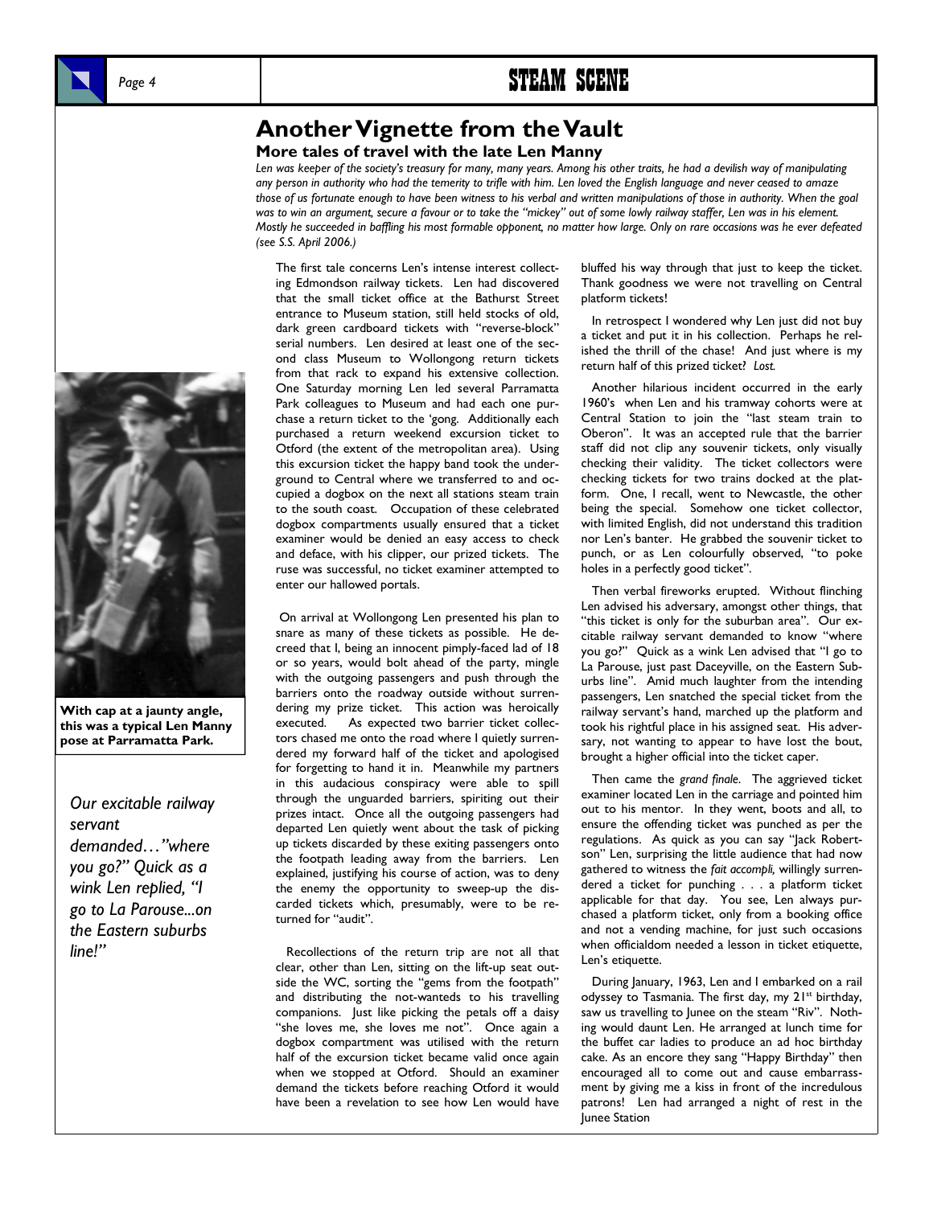# Another Vignette from the Vault

### More tales of travel with the late Len Manny

*Len was keeper of the society's treasury for many, many years. Among his other traits, he had a devilish way of manipulating any person in authority who had the temerity to trifle with him. Len loved the English language and never ceased to amaze those of us fortunate enough to have been witness to his verbal and written manipulations of those in authority. When the goal was to win an argument, secure a favour or to take the "mickey" out of some lowly railway staffer, Len was in his element. Mostly he succeeded in baffling his most formable opponent, no matter how large. Only on rare occasions was he ever defeated (see S.S. April 2006.)*

The first tale concerns Len's intense interest collecting Edmondson railway tickets. Len had discovered that the small ticket office at the Bathurst Street entrance to Museum station, still held stocks of old, dark green cardboard tickets with "reverse-block" serial numbers. Len desired at least one of the second class Museum to Wollongong return tickets from that rack to expand his extensive collection. One Saturday morning Len led several Parramatta Park colleagues to Museum and had each one purchase a return ticket to the 'gong. Additionally each purchased a return weekend excursion ticket to Otford (the extent of the metropolitan area). Using this excursion ticket the happy band took the underground to Central where we transferred to and occupied a dogbox on the next all stations steam train to the south coast. Occupation of these celebrated dogbox compartments usually ensured that a ticket examiner would be denied an easy access to check and deface, with his clipper, our prized tickets. The ruse was successful, no ticket examiner attempted to enter our hallowed portals.

With cap at a jaunty angle, this was a typical Len Manny pose at Parramatta Park.

On arrival at Wollongong Len presented his plan to snare as many of these tickets as possible. He decreed that I, being an innocent pimply-faced lad of 18 or so years, would bolt ahead of the party, mingle with the outgoing passengers and push through the barriers onto the roadway outside without surrendering my prize ticket. This action was heroically executed. As expected two barrier ticket collectors chased me onto the road where I quietly surrendered my forward half of the ticket and apologised for forgetting to hand it in. Meanwhile my partners in this audacious conspiracy were able to spill through the unguarded barriers, spiriting out their prizes intact. Once all the outgoing passengers had departed Len quietly went about the task of picking up tickets discarded by these exiting passengers onto the footpath leading away from the barriers. Len explained, justifying his course of action, was to deny the enemy the opportunity to sweep-up the discarded tickets which, presumably, were to be returned for "audit".

*Our excitable railway servant demanded…"where you go?" Quick as a wink Len replied, "I go to La Parouse...on the Eastern suburbs line!"*

Recollections of the return trip are not all that clear, other than Len, sitting on the lift-up seat outside the WC, sorting the "gems from the footpath" and distributing the not-wanteds to his travelling companions. Just like picking the petals off a daisy "she loves me, she loves me not". Once again a dogbox compartment was utilised with the return half of the excursion ticket became valid once again when we stopped at Otford. Should an examiner demand the tickets before reaching Otford it would have been a revelation to see how Len would have bluffed his way through that just to keep the ticket. Thank goodness we were not travelling on Central platform tickets!

In retrospect I wondered why Len just did not buy a ticket and put it in his collection. Perhaps he relished the thrill of the chase! And just where is my return half of this prized ticket? *Lost.*

Another hilarious incident occurred in the early 1960's when Len and his tramway cohorts were at Central Station to join the "last steam train to Oberon". It was an accepted rule that the barrier staff did not clip any souvenir tickets, only visually checking their validity. The ticket collectors were checking tickets for two trains docked at the platform. One, I recall, went to Newcastle, the other being the special. Somehow one ticket collector, with limited English, did not understand this tradition nor Len's banter. He grabbed the souvenir ticket to punch, or as Len colourfully observed, "to poke holes in a perfectly good ticket".

Then verbal fireworks erupted. Without flinching Len advised his adversary, amongst other things, that "this ticket is only for the suburban area". Our excitable railway servant demanded to know "where you go?" Quick as a wink Len advised that "I go to La Parouse, just past Daceyville, on the Eastern Suburbs line". Amid much laughter from the intending passengers, Len snatched the special ticket from the railway servant's hand, marched up the platform and took his rightful place in his assigned seat. His adversary, not wanting to appear to have lost the bout, brought a higher official into the ticket caper.

Then came the *grand finale*. The aggrieved ticket examiner located Len in the carriage and pointed him out to his mentor. In they went, boots and all, to ensure the offending ticket was punched as per the regulations. As quick as you can say "Jack Robertson" Len, surprising the little audience that had now gathered to witness the *fait accompli,* willingly surrendered a ticket for punching . . . a platform ticket applicable for that day. You see, Len always purchased a platform ticket, only from a booking office and not a vending machine, for just such occasions when officialdom needed a lesson in ticket etiquette, Len's etiquette.

During January, 1963, Len and I embarked on a rail odyssey to Tasmania. The first day, my 21st birthday, saw us travelling to Junee on the steam "Riv". Nothing would daunt Len. He arranged at lunch time for the buffet car ladies to produce an ad hoc birthday cake. As an encore they sang "Happy Birthday" then encouraged all to come out and cause embarrassment by giving me a kiss in front of the incredulous patrons! Len had arranged a night of rest in the Junee Station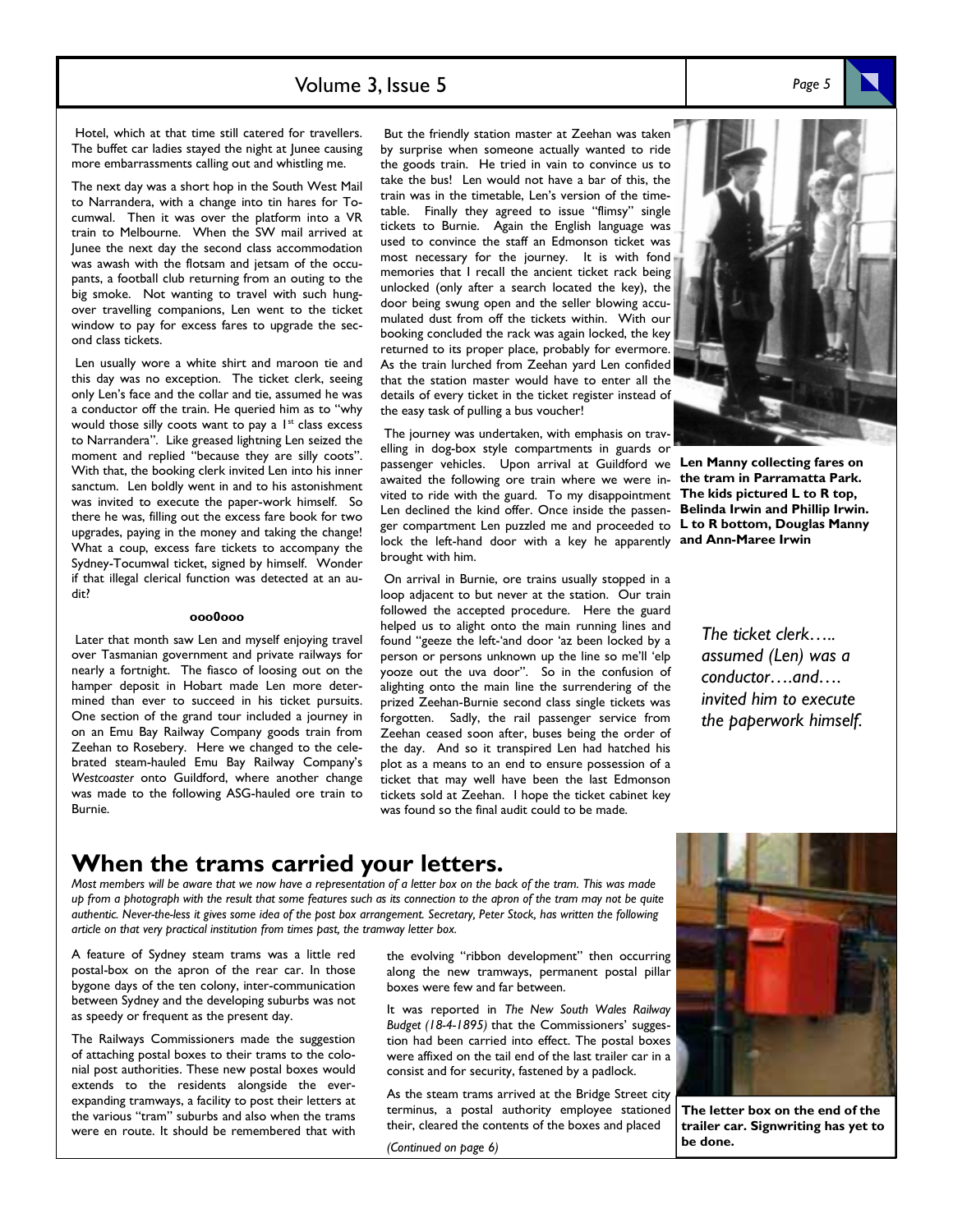Hotel, which at that time still catered for travellers. The buffet car ladies stayed the night at Junee causing more embarrassments calling out and whistling me.

The next day was a short hop in the South West Mail to Narrandera, with a change into tin hares for Tocumwal. Then it was over the platform into a VR train to Melbourne. When the SW mail arrived at Junee the next day the second class accommodation was awash with the flotsam and jetsam of the occupants, a football club returning from an outing to the big smoke. Not wanting to travel with such hungover travelling companions, Len went to the ticket window to pay for excess fares to upgrade the second class tickets.

Len usually wore a white shirt and maroon tie and this day was no exception. The ticket clerk, seeing only Len's face and the collar and tie, assumed he was a conductor off the train. He queried him as to "why would those silly coots want to pay a 1st class excess to Narrandera". Like greased lightning Len seized the moment and replied "because they are silly coots". With that, the booking clerk invited Len into his inner sanctum. Len boldly went in and to his astonishment was invited to execute the paper-work himself. So there he was, filling out the excess fare book for two upgrades, paying in the money and taking the change! What a coup, excess fare tickets to accompany the Sydney-Tocumwal ticket, signed by himself. Wonder if that illegal clerical function was detected at an audit?

**ooo0ooo**

Later that month saw Len and myself enjoying travel over Tasmanian government and private railways for nearly a fortnight. The fiasco of loosing out on the hamper deposit in Hobart made Len more determined than ever to succeed in his ticket pursuits. One section of the grand tour included a journey in on an Emu Bay Railway Company goods train from Zeehan to Rosebery. Here we changed to the celebrated steam-hauled Emu Bay Railway Company's *Westcoaster* onto Guildford, where another change was made to the following ASG-hauled ore train to Burnie.

But the friendly station master at Zeehan was taken by surprise when someone actually wanted to ride the goods train. He tried in vain to convince us to take the bus! Len would not have a bar of this, the train was in the timetable, Len's version of the timetable. Finally they agreed to issue "flimsy" single tickets to Burnie. Again the English language was used to convince the staff an Edmonson ticket was most necessary for the journey. It is with fond memories that I recall the ancient ticket rack being unlocked (only after a search located the key), the door being swung open and the seller blowing accumulated dust from off the tickets within. With our booking concluded the rack was again locked, the key returned to its proper place, probably for evermore. As the train lurched from Zeehan yard Len confided that the station master would have to enter all the details of every ticket in the ticket register instead of the easy task of pulling a bus voucher!

The journey was undertaken, with emphasis on travelling in dog-box style compartments in guards or passenger vehicles. Upon arrival at Guildford we awaited the following ore train where we were invited to ride with the guard. To my disappointment Len declined the kind offer. Once inside the passenger compartment Len puzzled me and proceeded to lock the left-hand door with a key he apparently brought with him.

On arrival in Burnie, ore trains usually stopped in a loop adjacent to but never at the station. Our train followed the accepted procedure. Here the guard helped us to alight onto the main running lines and found "geeze the left-'and door 'az been locked by a person or persons unknown up the line so me'll 'elp yooze out the uva door". So in the confusion of alighting onto the main line the surrendering of the prized Zeehan-Burnie second class single tickets was forgotten. Sadly, the rail passenger service from Zeehan ceased soon after, buses being the order of the day. And so it transpired Len had hatched his plot as a means to an end to ensure possession of a ticket that may well have been the last Edmonson tickets sold at Zeehan. I hope the ticket cabinet key was found so the final audit could be made.

**Len Manny collecting fares on the tram in Parramatta Park. The kids pictured L to R top, Belinda Irwin and Phillip Irwin. L to R bottom, Douglas Manny and Ann-Maree Irwin**

*The ticket clerk….. assumed (Len) was a conductor….and…. invited him to execute the paperwork himself.*

# When the trams carried your letters.

*Most members will be aware that we now have a representation of a letter box on the back of the tram. This was made up from a photograph with the result that some features such as its connection to the apron of the tram may not be quite authentic. Never-the-less it gives some idea of the post box arrangement. Secretary, Peter Stock, has written the following article on that very practical institution from times past, the tramway letter box.*

A feature of Sydney steam trams was a little red postal-box on the apron of the rear car. In those bygone days of the ten colony, inter-communication between Sydney and the developing suburbs was not as speedy or frequent as the present day.

The Railways Commissioners made the suggestion of attaching postal boxes to their trams to the colonial post authorities. These new postal boxes would extends to the residents alongside the ever-expanding tramways, a facility to post their letters at the various "tram" suburbs and also when the trams were en route. It should be remembered that with the evolving "ribbon development" then occurring along the new tramways, permanent postal pillar boxes were few and far between.

It was reported in *The New South Wales Railway Budget (18-4-1895)* that the Commissioners' suggestion had been carried into effect. The postal boxes were affixed on the tail end of the last trailer car in a consist and for security, fastened by a padlock.

As the steam trams arrived at the Bridge Street city terminus, a postal authority employee stationed there, cleared the contents of the boxes and placed

*(Continued on page 6)*

**The letter box on the end of the trailer car. Signwriting has yet to be done.**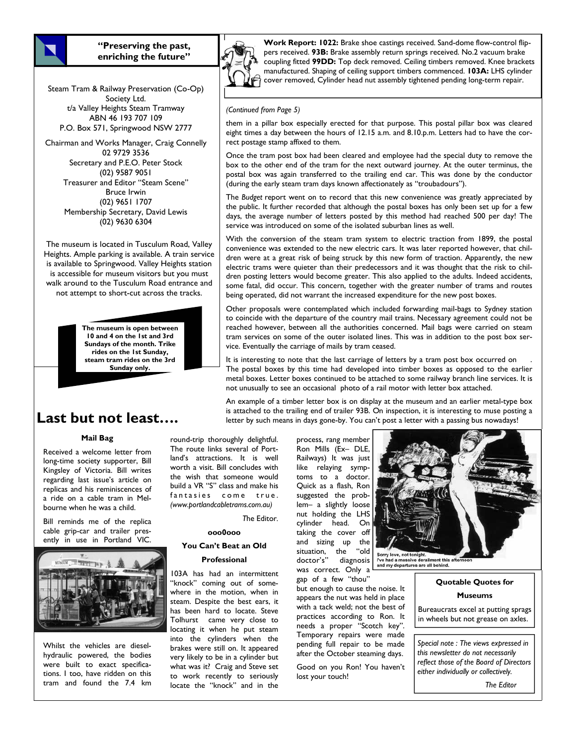**"Preserving the past, enriching the future"**

Steam Tram & Railway Preservation (Co-Op) Society Ltd.
t/a Valley Heights Steam Tramway
ABN 46 193 707 109
P.O. Box 571, Springwood NSW 2777

Chairman and Works Manager, Craig Connelly
02 9729 3536
Secretary and P.E.O. Peter Stock
(02) 9587 9051
Treasurer and Editor "Steam Scene"
Bruce Irwin
(02) 9651 1707
Membership Secretary, David Lewis
(02) 9630 6304

The museum is located in Tusculum Road, Valley Heights. Ample parking is available. A train service is available to Springwood. Valley Heights station is accessible for museum visitors but you must walk around to the Tusculum Road entrance and not attempt to short-cut across the tracks.

**The museum is open between 10 and 4 on the 1st and 3rd Sundays of the month. Trike rides on the 1st Sunday, steam tram rides on the 3rd Sunday only.**

**Work Report: 1022:** Brake shoe castings received. Sand-dome flow-control flippers received. **93B:** Brake assembly return springs received. No.2 vacuum brake coupling fitted **99DD:** Top deck removed. Ceiling timbers removed. Knee brackets manufactured. Shaping of ceiling support timbers commenced. **103A:** LHS cylinder cover removed, Cylinder head nut assembly tightened pending long-term repair.

*(Continued from Page 5)*

them in a pillar box especially erected for that purpose. This postal pillar box was cleared eight times a day between the hours of 12.15 a.m. and 8.10.p.m. Letters had to have the correct postage stamp affixed to them.

Once the tram post box had been cleared and employee had the special duty to remove the box to the other end of the tram for the next outward journey. At the outer terminus, the postal box was again transferred to the trailing end car. This was done by the conductor (during the early steam tram days known affectionately as "troubadours").

The *Budget* report went on to record that this new convenience was greatly appreciated by the public. It further recorded that although the postal boxes has only been set up for a few days, the average number of letters posted by this method had reached 500 per day! The service was introduced on some of the isolated suburban lines as well.

With the conversion of the steam tram system to electric traction from 1899, the postal convenience was extended to the new electric cars. It was later reported however, that children were at a great risk of being struck by this new form of traction. Apparently, the new electric trams were quieter than their predecessors and it was thought that the risk to children posting letters would become greater. This also applied to the adults. Indeed accidents, some fatal, did occur. This concern, together with the greater number of trams and routes being operated, did not warrant the increased expenditure for the new post boxes.

Other proposals were contemplated which included forwarding mail-bags to Sydney station to coincide with the departure of the country mail trains. Necessary agreement could not be reached however, between all the authorities concerned. Mail bags were carried on steam tram services on some of the outer isolated lines. This was in addition to the post box service. Eventually the carriage of mails by tram ceased.

It is interesting to note that the last carriage of letters by a tram post box occurred on . The postal boxes by this time had developed into timber boxes as opposed to the earlier metal boxes. Letter boxes continued to be attached to some railway branch line services. It is not unusually to see an occasional photo of a rail motor with letter box attached.

An example of a timber letter box is on display at the museum and an earlier metal-type box is attached to the trailing end of trailer 93B. On inspection, it is interesting to muse posting a letter by such means in days gone-by. You can't post a letter with a passing bus nowadays!

# Last but not least….

### Mail Bag

Received a welcome letter from long-time society supporter, Bill Kingsley of Victoria. Bill writes regarding last issue's article on replicas and his reminiscences of a ride on a cable tram in Melbourne when he was a child.

Bill reminds me of the replica cable grip-car and trailer presently in use in Portland VIC.

Whilst the vehicles are diesel-hydraulic powered, the bodies were built to exact specifications. I too, have ridden on this tram and found the 7.4 km round-trip thoroughly delightful. The route links several of Portland's attractions. It is well worth a visit. Bill concludes with the wish that someone would build a VR "S" class and make his fantasies come true. *(www.portlandcabletrams.com.au)*

*The Editor.*

**ooo0ooo**

### You Can't Beat an Old Professional

103A has had an intermittent "knock" coming out of somewhere in the motion, when in steam. Despite the best ears, it has been hard to locate. Steve Tolhurst came very close to locating it when he put steam into the cylinders when the brakes were still on. It appeared very likely to be in a cylinder but what was it? Craig and Steve set to work recently to seriously locate the "knock" and in the process, rang member Ron Mills (Ex– DLE, Railways) It was just like relaying symptoms to a doctor. Quick as a flash, Ron suggested the problem– a slightly loose nut holding the LHS cylinder head. On taking the cover off and sizing up the situation, the "old doctor's" diagnosis was correct. Only a gap of a few "thou" but enough to cause the noise. It appears the nut was held in place with a tack weld; not the best of practices according to Ron. It needs a proper "Scotch key". Temporary repairs were made pending full repair to be made after the October steaming days.

Good on you Ron! You haven't lost your touch!

Sorry love, not tonight.
I've had a massive derailment this afternoon and my departures are all behind.

### Quotable Quotes for Museums

Bureaucrats excel at putting sprags in wheels but not grease on axles.

*Special note : The views expressed in this newsletter do not necessarily reflect those of the Board of Directors either individually or collectively.*

*The Editor*